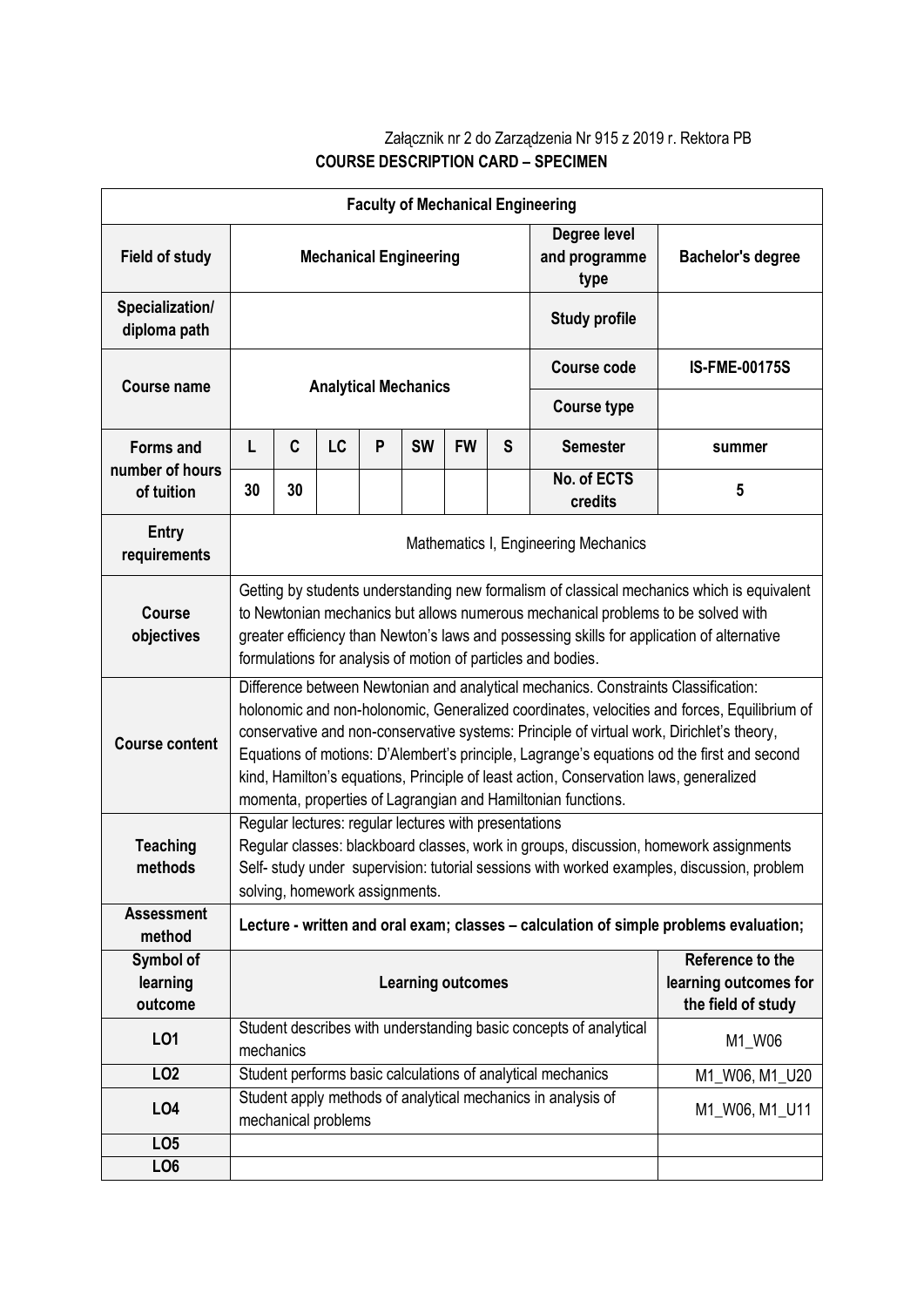Załącznik nr 2 do Zarządzenia Nr 915 z 2019 r. Rektora PB

**COURSE DESCRIPTION CARD – SPECIMEN**

| **Faculty of Mechanical Engineering** | | | | | | | | | |
|---|---|---|---|---|---|---|---|---|---|
| **Field of study** | **Mechanical Engineering** | | | | | | | **Degree level and programme type** | **Bachelor's degree** |
| **Specialization/ diploma path** | | | | | | | | **Study profile** | |
| **Course name** | **Analytical Mechanics** | | | | | | | **Course code** | **IS-FME-00175S** |
| | | | | | | | | **Course type** | |
| **Forms and number of hours of tuition** | **L** | **C** | **LC** | **P** | **SW** | **FW** | **S** | **Semester** | **summer** |
| | **30** | **30** | | | | | | **No. of ECTS credits** | **5** |
| **Entry requirements** | Mathematics I, Engineering Mechanics | | | | | | | | |
| **Course objectives** | Getting by students understanding new formalism of classical mechanics which is equivalent to Newtonian mechanics but allows numerous mechanical problems to be solved with greater efficiency than Newton's laws and possessing skills for application of alternative formulations for analysis of motion of particles and bodies. | | | | | | | | |
| **Course content** | Difference between Newtonian and analytical mechanics. Constraints Classification: holonomic and non-holonomic, Generalized coordinates, velocities and forces, Equilibrium of conservative and non-conservative systems: Principle of virtual work, Dirichlet's theory, Equations of motions: D'Alembert's principle, Lagrange's equations od the first and second kind, Hamilton's equations, Principle of least action, Conservation laws, generalized momenta, properties of Lagrangian and Hamiltonian functions. | | | | | | | | |
| **Teaching methods** | Regular lectures: regular lectures with presentations<br>Regular classes: blackboard classes, work in groups, discussion, homework assignments<br>Self- study under supervision: tutorial sessions with worked examples, discussion, problem solving, homework assignments. | | | | | | | | |
| **Assessment method** | **Lecture - written and oral exam; classes – calculation of simple problems evaluation;** | | | | | | | | |
| **Symbol of learning outcome** | **Learning outcomes** | | | | | | | | **Reference to the learning outcomes for the field of study** |
| **LO1** | Student describes with understanding basic concepts of analytical mechanics | | | | | | | | M1_W06 |
| **LO2** | Student performs basic calculations of analytical mechanics | | | | | | | | M1_W06, M1_U20 |
| **LO4** | Student apply methods of analytical mechanics in analysis of mechanical problems | | | | | | | | M1_W06, M1_U11 |
| **LO5** | | | | | | | | | |
| **LO6** | | | | | | | | | |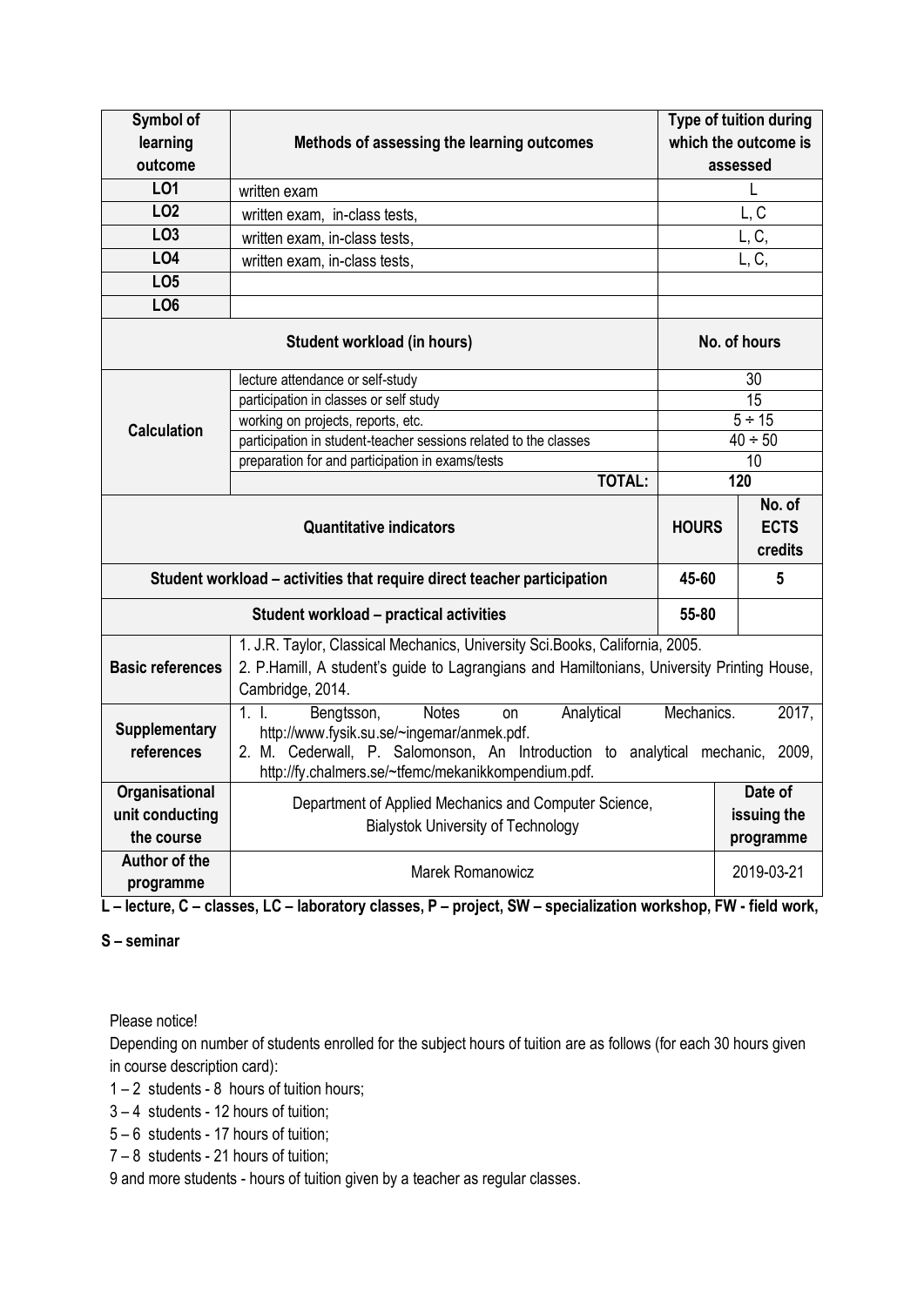| Symbol of learning outcome | Methods of assessing the learning outcomes | Type of tuition during which the outcome is assessed |
|---|---|---|
| LO1 | written exam | L |
| LO2 | written exam, in-class tests, | L, C |
| LO3 | written exam, in-class tests, | L, C, |
| LO4 | written exam, in-class tests, | L, C, |
| LO5 | | |
| LO6 | | |

| Student workload (in hours) | | No. of hours |
|---|---|---|
| Calculation | lecture attendance or self-study | 30 |
| | participation in classes or self study | 15 |
| | working on projects, reports, etc. | 5 ÷ 15 |
| | participation in student-teacher sessions related to the classes | 40 ÷ 50 |
| | preparation for and participation in exams/tests | 10 |
| | **TOTAL:** | **120** |

| Quantitative indicators | HOURS | No. of ECTS credits |
|---|---|---|
| Student workload – activities that require direct teacher participation | 45-60 | 5 |
| Student workload – practical activities | 55-80 | |

| | | |
|---|---|---|
| **Basic references** | 1. J.R. Taylor, Classical Mechanics, University Sci.Books, California, 2005.<br>2. P.Hamill, A student's guide to Lagrangians and Hamiltonians, University Printing House, Cambridge, 2014. | |
| **Supplementary references** | 1. I. Bengtsson, Notes on Analytical Mechanics. 2017, http://www.fysik.su.se/~ingemar/anmek.pdf.<br>2. M. Cederwall, P. Salomonson, An Introduction to analytical mechanic, 2009, http://fy.chalmers.se/~tfemc/mekanikkompendium.pdf. | |
| **Organisational unit conducting the course** | Department of Applied Mechanics and Computer Science, Bialystok University of Technology | **Date of issuing the programme** |
| **Author of the programme** | Marek Romanowicz | 2019-03-21 |

**L – lecture, C – classes, LC – laboratory classes, P – project, SW – specialization workshop, FW - field work, S – seminar**

Please notice!

Depending on number of students enrolled for the subject hours of tuition are as follows (for each 30 hours given in course description card):

1 – 2 students - 8 hours of tuition hours;

3 – 4 students - 12 hours of tuition;

5 – 6 students - 17 hours of tuition;

7 – 8 students - 21 hours of tuition;

9 and more students - hours of tuition given by a teacher as regular classes.